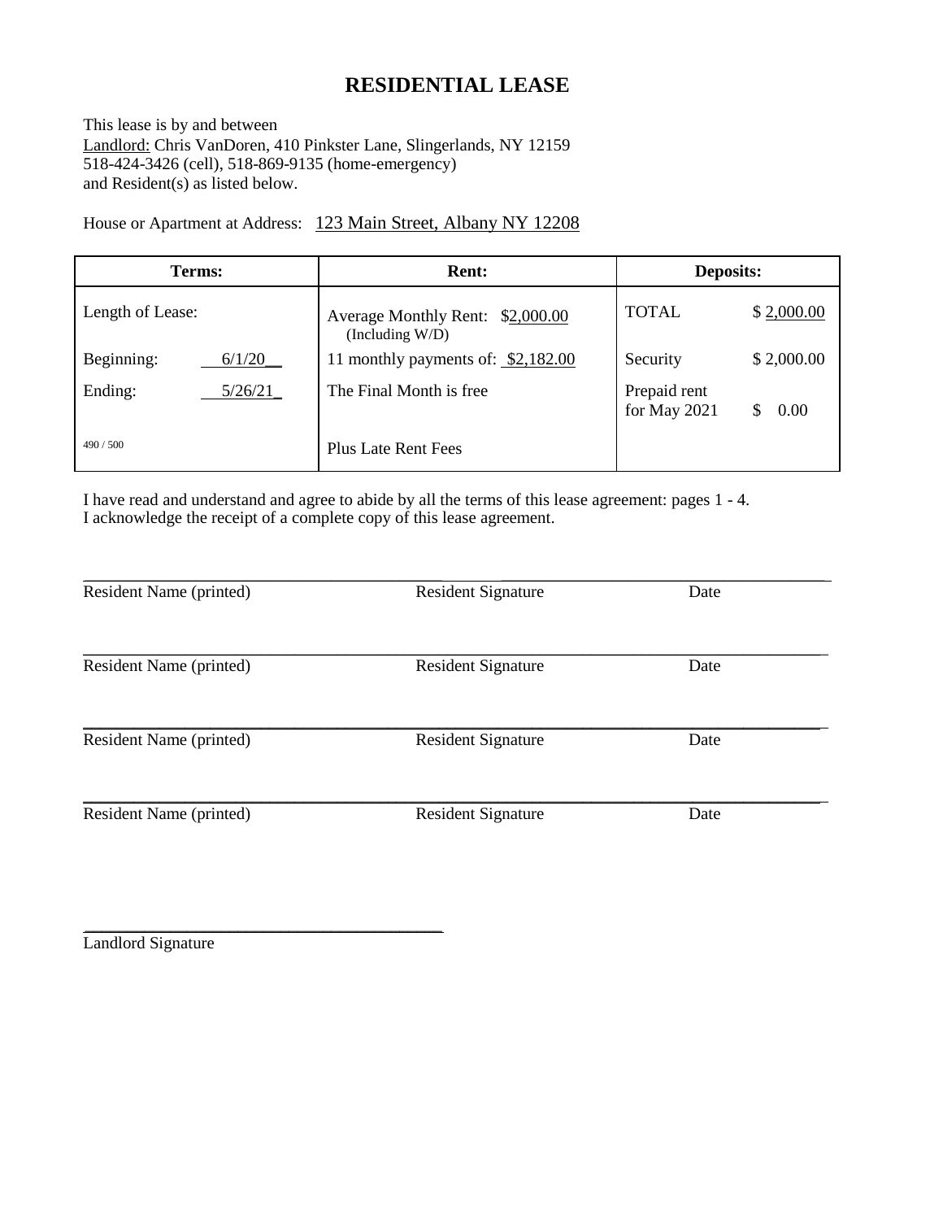# RESIDENTIAL LEASE

This lease is by and between
Landlord: Chris VanDoren, 410 Pinkster Lane, Slingerlands, NY 12159
518-424-3426 (cell), 518-869-9135 (home-emergency)
and Resident(s) as listed below.

House or Apartment at Address: 123 Main Street, Albany NY 12208

| Terms: | | Rent: | Deposits: | |
|---|---|---|---|---|
| Length of Lease: | | Average Monthly Rent: $2,000.00 (Including W/D) | TOTAL | $ 2,000.00 |
| Beginning: | 6/1/20__ | 11 monthly payments of: $2,182.00 | Security | $ 2,000.00 |
| Ending: | 5/26/21_ | The Final Month is free | Prepaid rent for May 2021 | $ 0.00 |
| 490 / 500 | | Plus Late Rent Fees | | |

I have read and understand and agree to abide by all the terms of this lease agreement: pages 1 - 4.
I acknowledge the receipt of a complete copy of this lease agreement.

| Resident Name (printed) | Resident Signature | Date |
|---|---|---|
| | | |

| Resident Name (printed) | Resident Signature | Date |
|---|---|---|
| | | |

| Resident Name (printed) | Resident Signature | Date |
|---|---|---|
| | | |

| Resident Name (printed) | Resident Signature | Date |
|---|---|---|
| | | |

______________________________________
Landlord Signature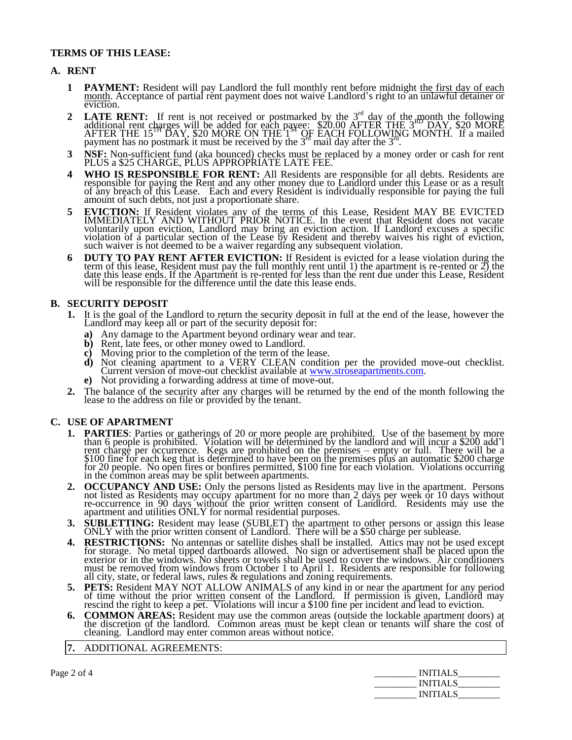**TERMS OF THIS LEASE:**

## A. RENT

1. **PAYMENT:** Resident will pay Landlord the full monthly rent before midnight the first day of each month. Acceptance of partial rent payment does not waive Landlord's right to an unlawful detainer or eviction.
2. **LATE RENT:** If rent is not received or postmarked by the 3rd day of the month the following additional rent charges will be added for each payee: $20.00 AFTER THE 3RD DAY, $20 MORE AFTER THE 15TH DAY, $20 MORE ON THE 1ST OF EACH FOLLOWING MONTH. If a mailed payment has no postmark it must be received by the 3rd mail day after the 3rd.
3. **NSF:** Non-sufficient fund (aka bounced) checks must be replaced by a money order or cash for rent PLUS a $25 CHARGE, PLUS APPROPRIATE LATE FEE.
4. **WHO IS RESPONSIBLE FOR RENT:** All Residents are responsible for all debts. Residents are responsible for paying the Rent and any other money due to Landlord under this Lease or as a result of any breach of this Lease. Each and every Resident is individually responsible for paying the full amount of such debts, not just a proportionate share.
5. **EVICTION:** If Resident violates any of the terms of this Lease, Resident MAY BE EVICTED IMMEDIATELY AND WITHOUT PRIOR NOTICE. In the event that Resident does not vacate voluntarily upon eviction, Landlord may bring an eviction action. If Landlord excuses a specific violation of a particular section of the Lease by Resident and thereby waives his right of eviction, such waiver is not deemed to be a waiver regarding any subsequent violation.
6. **DUTY TO PAY RENT AFTER EVICTION:** If Resident is evicted for a lease violation during the term of this lease, Resident must pay the full monthly rent until 1) the apartment is re-rented or 2) the date this lease ends. If the Apartment is re-rented for less than the rent due under this Lease, Resident will be responsible for the difference until the date this lease ends.

## B. SECURITY DEPOSIT

1. It is the goal of the Landlord to return the security deposit in full at the end of the lease, however the Landlord may keep all or part of the security deposit for:
   - **a)** Any damage to the Apartment beyond ordinary wear and tear.
   - **b)** Rent, late fees, or other money owed to Landlord.
   - **c)** Moving prior to the completion of the term of the lease.
   - **d)** Not cleaning apartment to a VERY CLEAN condition per the provided move-out checklist. Current version of move-out checklist available at www.stroseapartments.com.
   - **e)** Not providing a forwarding address at time of move-out.
2. The balance of the security after any charges will be returned by the end of the month following the lease to the address on file or provided by the tenant.

## C. USE OF APARTMENT

1. **PARTIES**: Parties or gatherings of 20 or more people are prohibited. Use of the basement by more than 6 people is prohibited. Violation will be determined by the landlord and will incur a $200 add'l rent charge per occurrence. Kegs are prohibited on the premises – empty or full. There will be a $100 fine for each keg that is determined to have been on the premises plus an automatic $200 charge for 20 people. No open fires or bonfires permitted, $100 fine for each violation. Violations occurring in the common areas may be split between apartments.
2. **OCCUPANCY AND USE:** Only the persons listed as Residents may live in the apartment. Persons not listed as Residents may occupy apartment for no more than 2 days per week or 10 days without re-occurrence in 90 days without the prior written consent of Landlord. Residents may use the apartment and utilities ONLY for normal residential purposes.
3. **SUBLETTING:** Resident may lease (SUBLET) the apartment to other persons or assign this lease ONLY with the prior written consent of Landlord. There will be a $50 charge per sublease.
4. **RESTRICTIONS:** No antennas or satellite dishes shall be installed. Attics may not be used except for storage. No metal tipped dartboards allowed. No sign or advertisement shall be placed upon the exterior or in the windows. No sheets or towels shall be used to cover the windows. Air conditioners must be removed from windows from October 1 to April 1. Residents are responsible for following all city, state, or federal laws, rules & regulations and zoning requirements.
5. **PETS:** Resident MAY NOT ALLOW ANIMALS of any kind in or near the apartment for any period of time without the prior written consent of the Landlord. If permission is given, Landlord may rescind the right to keep a pet. Violations will incur a $100 fine per incident and lead to eviction.
6. **COMMON AREAS:** Resident may use the common areas (outside the lockable apartment doors) at the discretion of the landlord. Common areas must be kept clean or tenants will share the cost of cleaning. Landlord may enter common areas without notice.
7. ADDITIONAL AGREEMENTS:

\_\_\_\_\_\_\_\_\_ INITIALS\_\_\_\_\_\_\_\_\_
\_\_\_\_\_\_\_\_\_ INITIALS\_\_\_\_\_\_\_\_\_
\_\_\_\_\_\_\_\_\_ INITIALS\_\_\_\_\_\_\_\_\_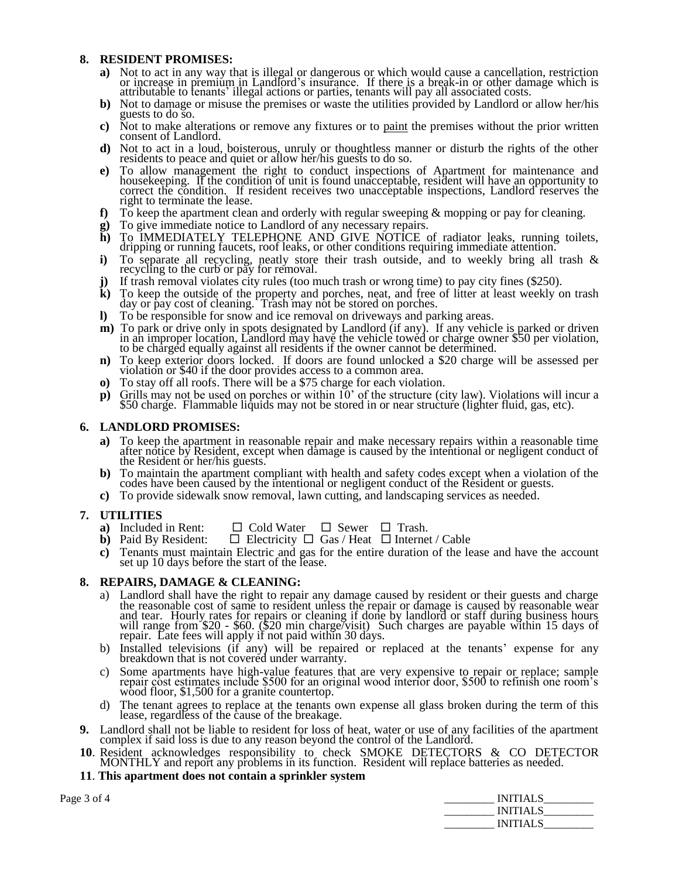## 8. RESIDENT PROMISES:

- **a)** Not to act in any way that is illegal or dangerous or which would cause a cancellation, restriction or increase in premium in Landlord's insurance. If there is a break-in or other damage which is attributable to tenants' illegal actions or parties, tenants will pay all associated costs.
- **b)** Not to damage or misuse the premises or waste the utilities provided by Landlord or allow her/his guests to do so.
- **c)** Not to make alterations or remove any fixtures or to <u>paint</u> the premises without the prior written consent of Landlord.
- **d)** Not to act in a loud, boisterous, unruly or thoughtless manner or disturb the rights of the other residents to peace and quiet or allow her/his guests to do so.
- **e)** To allow management the right to conduct inspections of Apartment for maintenance and housekeeping. If the condition of unit is found unacceptable, resident will have an opportunity to correct the condition. If resident receives two unacceptable inspections, Landlord reserves the right to terminate the lease.
- **f)** To keep the apartment clean and orderly with regular sweeping & mopping or pay for cleaning.
- **g)** To give immediate notice to Landlord of any necessary repairs.
- **h)** To IMMEDIATELY TELEPHONE AND GIVE NOTICE of radiator leaks, running toilets, dripping or running faucets, roof leaks, or other conditions requiring immediate attention.
- **i)** To separate all recycling, neatly store their trash outside, and to weekly bring all trash & recycling to the curb or pay for removal.
- **j)** If trash removal violates city rules (too much trash or wrong time) to pay city fines ($250).
- **k)** To keep the outside of the property and porches, neat, and free of litter at least weekly on trash day or pay cost of cleaning. Trash may not be stored on porches.
- **l)** To be responsible for snow and ice removal on driveways and parking areas.
- **m)** To park or drive only in spots designated by Landlord (if any). If any vehicle is parked or driven in an improper location, Landlord may have the vehicle towed or charge owner $50 per violation, to be charged equally against all residents if the owner cannot be determined.
- **n)** To keep exterior doors locked. If doors are found unlocked a $20 charge will be assessed per violation or $40 if the door provides access to a common area.
- **o)** To stay off all roofs. There will be a $75 charge for each violation.
- **p)** Grills may not be used on porches or within 10' of the structure (city law). Violations will incur a $50 charge. Flammable liquids may not be stored in or near structure (lighter fluid, gas, etc).

## 6. LANDLORD PROMISES:

- **a)** To keep the apartment in reasonable repair and make necessary repairs within a reasonable time after notice by Resident, except when damage is caused by the intentional or negligent conduct of the Resident or her/his guests.
- **b)** To maintain the apartment compliant with health and safety codes except when a violation of the codes have been caused by the intentional or negligent conduct of the Resident or guests.
- **c)** To provide sidewalk snow removal, lawn cutting, and landscaping services as needed.

## 7. UTILITIES

- **a)** Included in Rent: ☐ Cold Water ☐ Sewer ☐ Trash.
- **b)** Paid By Resident: ☐ Electricity ☐ Gas / Heat ☐ Internet / Cable
- **c)** Tenants must maintain Electric and gas for the entire duration of the lease and have the account set up 10 days before the start of the lease.

## 8. REPAIRS, DAMAGE & CLEANING:

- a) Landlord shall have the right to repair any damage caused by resident or their guests and charge the reasonable cost of same to resident unless the repair or damage is caused by reasonable wear and tear. Hourly rates for repairs or cleaning if done by landlord or staff during business hours will range from $20 - $60. ($20 min charge/visit) Such charges are payable within 15 days of repair. Late fees will apply if not paid within 30 days.
- b) Installed televisions (if any) will be repaired or replaced at the tenants' expense for any breakdown that is not covered under warranty.
- c) Some apartments have high-value features that are very expensive to repair or replace; sample repair cost estimates include $500 for an original wood interior door, $500 to refinish one room's wood floor, $1,500 for a granite countertop.
- d) The tenant agrees to replace at the tenants own expense all glass broken during the term of this lease, regardless of the cause of the breakage.

**9.** Landlord shall not be liable to resident for loss of heat, water or use of any facilities of the apartment complex if said loss is due to any reason beyond the control of the Landlord.

**10**. Resident acknowledges responsibility to check SMOKE DETECTORS & CO DETECTOR MONTHLY and report any problems in its function. Resident will replace batteries as needed.

**11**. **This apartment does not contain a sprinkler system**

_________ INITIALS_________
_________ INITIALS_________
_________ INITIALS_________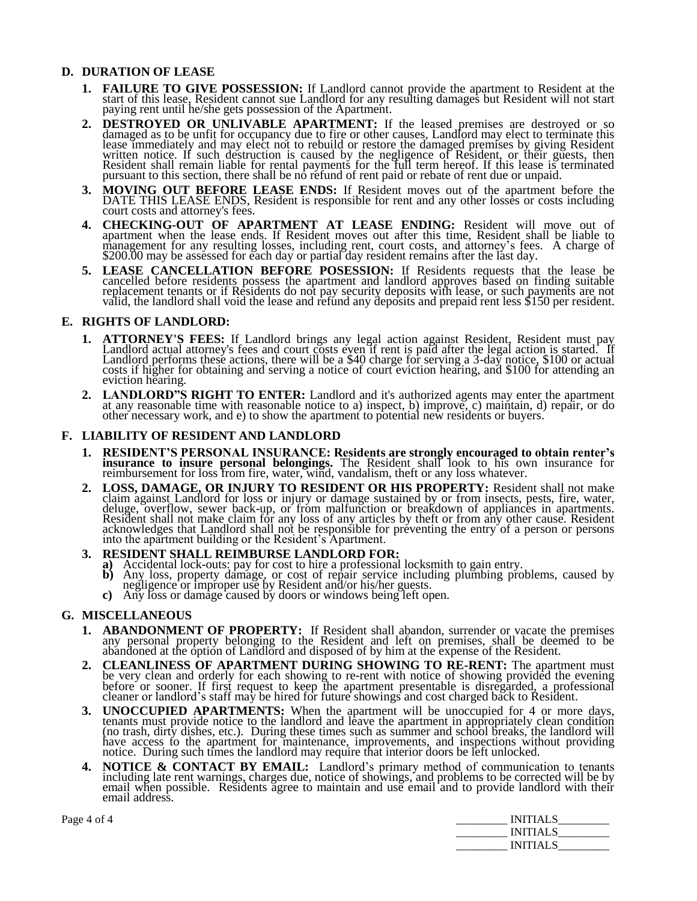## D. DURATION OF LEASE

1. **FAILURE TO GIVE POSSESSION:** If Landlord cannot provide the apartment to Resident at the start of this lease, Resident cannot sue Landlord for any resulting damages but Resident will not start paying rent until he/she gets possession of the Apartment.
2. **DESTROYED OR UNLIVABLE APARTMENT:** If the leased premises are destroyed or so damaged as to be unfit for occupancy due to fire or other causes, Landlord may elect to terminate this lease immediately and may elect not to rebuild or restore the damaged premises by giving Resident written notice. If such destruction is caused by the negligence of Resident, or their guests, then Resident shall remain liable for rental payments for the full term hereof. If this lease is terminated pursuant to this section, there shall be no refund of rent paid or rebate of rent due or unpaid.
3. **MOVING OUT BEFORE LEASE ENDS:** If Resident moves out of the apartment before the DATE THIS LEASE ENDS, Resident is responsible for rent and any other losses or costs including court costs and attorney's fees.
4. **CHECKING-OUT OF APARTMENT AT LEASE ENDING:** Resident will move out of apartment when the lease ends. If Resident moves out after this time, Resident shall be liable to management for any resulting losses, including rent, court costs, and attorney's fees. A charge of $200.00 may be assessed for each day or partial day resident remains after the last day.
5. **LEASE CANCELLATION BEFORE POSESSION:** If Residents requests that the lease be cancelled before residents possess the apartment and landlord approves based on finding suitable replacement tenants or if Residents do not pay security deposits with lease, or such payments are not valid, the landlord shall void the lease and refund any deposits and prepaid rent less $150 per resident.

## E. RIGHTS OF LANDLORD:

1. **ATTORNEY'S FEES:** If Landlord brings any legal action against Resident, Resident must pay Landlord actual attorney's fees and court costs even if rent is paid after the legal action is started. If Landlord performs these actions, there will be a $40 charge for serving a 3-day notice, $100 or actual costs if higher for obtaining and serving a notice of court eviction hearing, and $100 for attending an eviction hearing.
2. **LANDLORD"S RIGHT TO ENTER:** Landlord and it's authorized agents may enter the apartment at any reasonable time with reasonable notice to a) inspect, b) improve, c) maintain, d) repair, or do other necessary work, and e) to show the apartment to potential new residents or buyers.

## F. LIABILITY OF RESIDENT AND LANDLORD

1. **RESIDENT'S PERSONAL INSURANCE: Residents are strongly encouraged to obtain renter's insurance to insure personal belongings.** The Resident shall look to his own insurance for reimbursement for loss from fire, water, wind, vandalism, theft or any loss whatever.
2. **LOSS, DAMAGE, OR INJURY TO RESIDENT OR HIS PROPERTY:** Resident shall not make claim against Landlord for loss or injury or damage sustained by or from insects, pests, fire, water, deluge, overflow, sewer back-up, or from malfunction or breakdown of appliances in apartments. Resident shall not make claim for any loss of any articles by theft or from any other cause. Resident acknowledges that Landlord shall not be responsible for preventing the entry of a person or persons into the apartment building or the Resident's Apartment.
3. **RESIDENT SHALL REIMBURSE LANDLORD FOR:**
   - **a)** Accidental lock-outs: pay for cost to hire a professional locksmith to gain entry.
   - **b)** Any loss, property damage, or cost of repair service including plumbing problems, caused by negligence or improper use by Resident and/or his/her guests.
   - **c)** Any loss or damage caused by doors or windows being left open.

## G. MISCELLANEOUS

1. **ABANDONMENT OF PROPERTY:** If Resident shall abandon, surrender or vacate the premises any personal property belonging to the Resident and left on premises, shall be deemed to be abandoned at the option of Landlord and disposed of by him at the expense of the Resident.
2. **CLEANLINESS OF APARTMENT DURING SHOWING TO RE-RENT:** The apartment must be very clean and orderly for each showing to re-rent with notice of showing provided the evening before or sooner. If first request to keep the apartment presentable is disregarded, a professional cleaner or landlord's staff may be hired for future showings and cost charged back to Resident.
3. **UNOCCUPIED APARTMENTS:** When the apartment will be unoccupied for 4 or more days, tenants must provide notice to the landlord and leave the apartment in appropriately clean condition (no trash, dirty dishes, etc.). During these times such as summer and school breaks, the landlord will have access to the apartment for maintenance, improvements, and inspections without providing notice. During such times the landlord may require that interior doors be left unlocked.
4. **NOTICE & CONTACT BY EMAIL:** Landlord's primary method of communication to tenants including late rent warnings, charges due, notice of showings, and problems to be corrected will be by email when possible. Residents agree to maintain and use email and to provide landlord with their email address.

_________ INITIALS_________
_________ INITIALS_________
_________ INITIALS_________